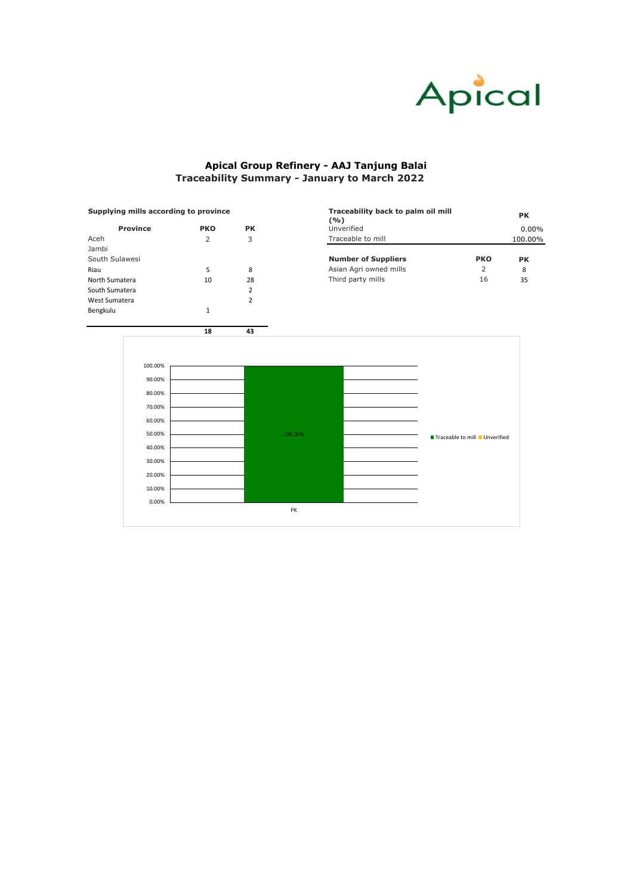Apical

# Apical Group Refinery - AAJ Tanjung Balai
## Traceability Summary - January to March 2022

**Supplying mills according to province**

| Province | PKO | PK |
|---|---|---|
| Aceh | 2 | 3 |
| Jambi | | |
| South Sulawesi | | |
| Riau | 5 | 8 |
| North Sumatera | 10 | 28 |
| South Sumatera | | 2 |
| West Sumatera | | 2 |
| Bengkulu | 1 | |
| | **18** | **43** |

| Traceability back to palm oil mill (%) | PK |
|---|---|
| Unverified | 0.00% |
| Traceable to mill | 100.00% |

| Number of Suppliers | PKO | PK |
|---|---|---|
| Asian Agri owned mills | 2 | 8 |
| Third party mills | 16 | 35 |

100.00%

PK

Traceable to mill | Unverified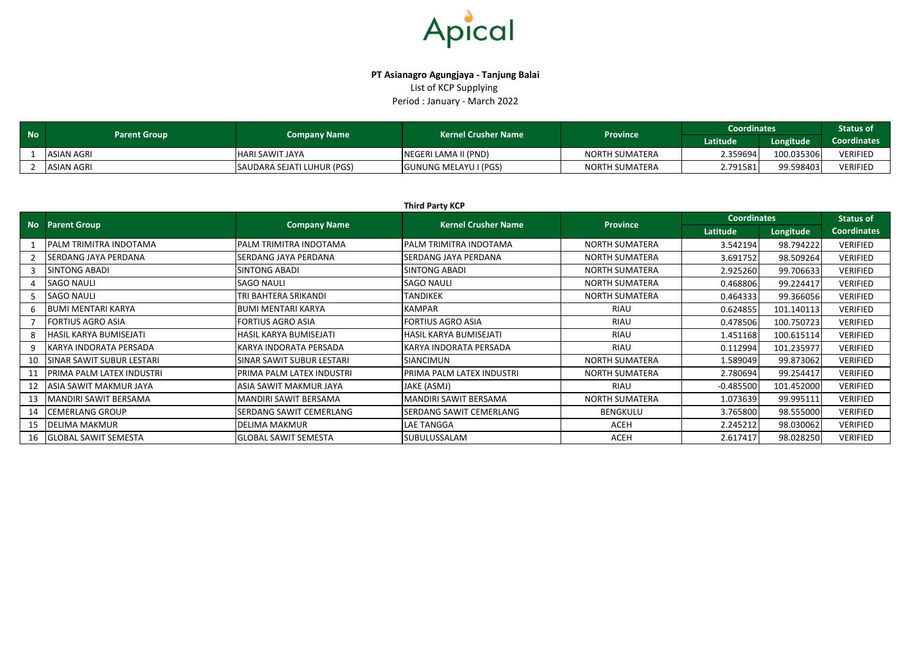Apical

**PT Asianagro Agungjaya - Tanjung Balai**

List of KCP Supplying

Period : January - March 2022

| No | Parent Group | Company Name | Kernel Crusher Name | Province | Coordinates | | Status of Coordinates |
|---|---|---|---|---|---|---|---|
| | | | | | Latitude | Longitude | |
| 1 | ASIAN AGRI | HARI SAWIT JAYA | NEGERI LAMA II (PND) | NORTH SUMATERA | 2.359694 | 100.035306 | VERIFIED |
| 2 | ASIAN AGRI | SAUDARA SEJATI LUHUR (PGS) | GUNUNG MELAYU I (PGS) | NORTH SUMATERA | 2.791581 | 99.598403 | VERIFIED |

**Third Party KCP**

| No | Parent Group | Company Name | Kernel Crusher Name | Province | Coordinates | | Status of Coordinates |
|---|---|---|---|---|---|---|---|
| | | | | | Latitude | Longitude | |
| 1 | PALM TRIMITRA INDOTAMA | PALM TRIMITRA INDOTAMA | PALM TRIMITRA INDOTAMA | NORTH SUMATERA | 3.542194 | 98.794222 | VERIFIED |
| 2 | SERDANG JAYA PERDANA | SERDANG JAYA PERDANA | SERDANG JAYA PERDANA | NORTH SUMATERA | 3.691752 | 98.509264 | VERIFIED |
| 3 | SINTONG ABADI | SINTONG ABADI | SINTONG ABADI | NORTH SUMATERA | 2.925260 | 99.706633 | VERIFIED |
| 4 | SAGO NAULI | SAGO NAULI | SAGO NAULI | NORTH SUMATERA | 0.468806 | 99.224417 | VERIFIED |
| 5 | SAGO NAULI | TRI BAHTERA SRIKANDI | TANDIKEK | NORTH SUMATERA | 0.464333 | 99.366056 | VERIFIED |
| 6 | BUMI MENTARI KARYA | BUMI MENTARI KARYA | KAMPAR | RIAU | 0.624855 | 101.140113 | VERIFIED |
| 7 | FORTIUS AGRO ASIA | FORTIUS AGRO ASIA | FORTIUS AGRO ASIA | RIAU | 0.478506 | 100.750723 | VERIFIED |
| 8 | HASIL KARYA BUMISEJATI | HASIL KARYA BUMISEJATI | HASIL KARYA BUMISEJATI | RIAU | 1.451168 | 100.615114 | VERIFIED |
| 9 | KARYA INDORATA PERSADA | KARYA INDORATA PERSADA | KARYA INDORATA PERSADA | RIAU | 0.112994 | 101.235977 | VERIFIED |
| 10 | SINAR SAWIT SUBUR LESTARI | SINAR SAWIT SUBUR LESTARI | SIANCIMUN | NORTH SUMATERA | 1.589049 | 99.873062 | VERIFIED |
| 11 | PRIMA PALM LATEX INDUSTRI | PRIMA PALM LATEX INDUSTRI | PRIMA PALM LATEX INDUSTRI | NORTH SUMATERA | 2.780694 | 99.254417 | VERIFIED |
| 12 | ASIA SAWIT MAKMUR JAYA | ASIA SAWIT MAKMUR JAYA | JAKE (ASMJ) | RIAU | -0.485500 | 101.452000 | VERIFIED |
| 13 | MANDIRI SAWIT BERSAMA | MANDIRI SAWIT BERSAMA | MANDIRI SAWIT BERSAMA | NORTH SUMATERA | 1.073639 | 99.995111 | VERIFIED |
| 14 | CEMERLANG GROUP | SERDANG SAWIT CEMERLANG | SERDANG SAWIT CEMERLANG | BENGKULU | 3.765800 | 98.555000 | VERIFIED |
| 15 | DELIMA MAKMUR | DELIMA MAKMUR | LAE TANGGA | ACEH | 2.245212 | 98.030062 | VERIFIED |
| 16 | GLOBAL SAWIT SEMESTA | GLOBAL SAWIT SEMESTA | SUBULUSSALAM | ACEH | 2.617417 | 98.028250 | VERIFIED |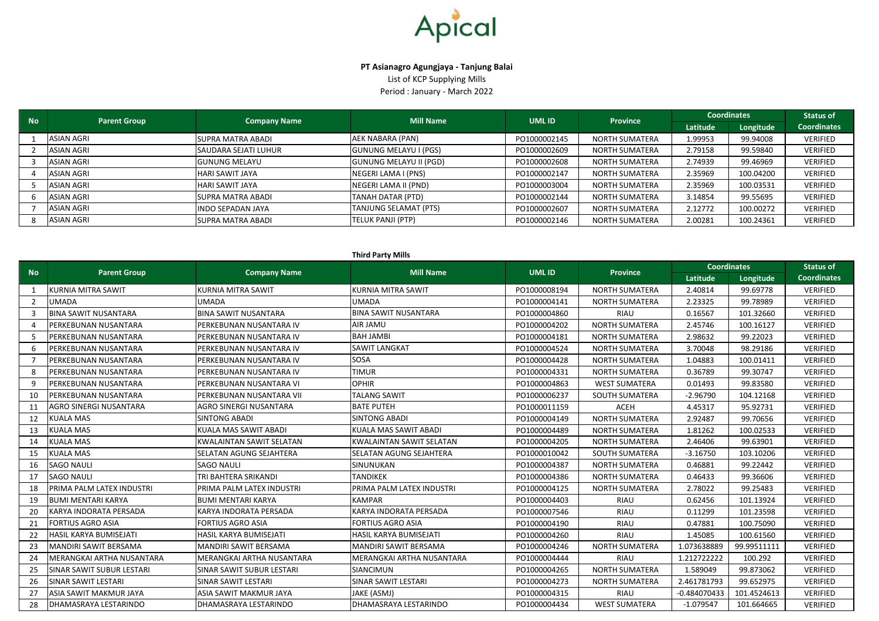Apical

**PT Asianagro Agungjaya - Tanjung Balai**

List of KCP Supplying Mills

Period : January - March 2022

| No | Parent Group | Company Name | Mill Name | UML ID | Province | Coordinates | | Status of Coordinates |
|---|---|---|---|---|---|---|---|---|
| | | | | | | Latitude | Longitude | |
| 1 | ASIAN AGRI | SUPRA MATRA ABADI | AEK NABARA (PAN) | PO1000002145 | NORTH SUMATERA | 1.99953 | 99.94008 | VERIFIED |
| 2 | ASIAN AGRI | SAUDARA SEJATI LUHUR | GUNUNG MELAYU I (PGS) | PO1000002609 | NORTH SUMATERA | 2.79158 | 99.59840 | VERIFIED |
| 3 | ASIAN AGRI | GUNUNG MELAYU | GUNUNG MELAYU II (PGD) | PO1000002608 | NORTH SUMATERA | 2.74939 | 99.46969 | VERIFIED |
| 4 | ASIAN AGRI | HARI SAWIT JAYA | NEGERI LAMA I (PNS) | PO1000002147 | NORTH SUMATERA | 2.35969 | 100.04200 | VERIFIED |
| 5 | ASIAN AGRI | HARI SAWIT JAYA | NEGERI LAMA II (PND) | PO1000003004 | NORTH SUMATERA | 2.35969 | 100.03531 | VERIFIED |
| 6 | ASIAN AGRI | SUPRA MATRA ABADI | TANAH DATAR (PTD) | PO1000002144 | NORTH SUMATERA | 3.14854 | 99.55695 | VERIFIED |
| 7 | ASIAN AGRI | INDO SEPADAN JAYA | TANJUNG SELAMAT (PTS) | PO1000002607 | NORTH SUMATERA | 2.12772 | 100.00272 | VERIFIED |
| 8 | ASIAN AGRI | SUPRA MATRA ABADI | TELUK PANJI (PTP) | PO1000002146 | NORTH SUMATERA | 2.00281 | 100.24361 | VERIFIED |

**Third Party Mills**

| No | Parent Group | Company Name | Mill Name | UML ID | Province | Coordinates | | Status of Coordinates |
|---|---|---|---|---|---|---|---|---|
| | | | | | | Latitude | Longitude | |
| 1 | KURNIA MITRA SAWIT | KURNIA MITRA SAWIT | KURNIA MITRA SAWIT | PO1000008194 | NORTH SUMATERA | 2.40814 | 99.69778 | VERIFIED |
| 2 | UMADA | UMADA | UMADA | PO1000004141 | NORTH SUMATERA | 2.23325 | 99.78989 | VERIFIED |
| 3 | BINA SAWIT NUSANTARA | BINA SAWIT NUSANTARA | BINA SAWIT NUSANTARA | PO1000004860 | RIAU | 0.16567 | 101.32660 | VERIFIED |
| 4 | PERKEBUNAN NUSANTARA | PERKEBUNAN NUSANTARA IV | AIR JAMU | PO1000004202 | NORTH SUMATERA | 2.45746 | 100.16127 | VERIFIED |
| 5 | PERKEBUNAN NUSANTARA | PERKEBUNAN NUSANTARA IV | BAH JAMBI | PO1000004181 | NORTH SUMATERA | 2.98632 | 99.22023 | VERIFIED |
| 6 | PERKEBUNAN NUSANTARA | PERKEBUNAN NUSANTARA IV | SAWIT LANGKAT | PO1000004524 | NORTH SUMATERA | 3.70048 | 98.29186 | VERIFIED |
| 7 | PERKEBUNAN NUSANTARA | PERKEBUNAN NUSANTARA IV | SOSA | PO1000004428 | NORTH SUMATERA | 1.04883 | 100.01411 | VERIFIED |
| 8 | PERKEBUNAN NUSANTARA | PERKEBUNAN NUSANTARA IV | TIMUR | PO1000004331 | NORTH SUMATERA | 0.36789 | 99.30747 | VERIFIED |
| 9 | PERKEBUNAN NUSANTARA | PERKEBUNAN NUSANTARA VI | OPHIR | PO1000004863 | WEST SUMATERA | 0.01493 | 99.83580 | VERIFIED |
| 10 | PERKEBUNAN NUSANTARA | PERKEBUNAN NUSANTARA VII | TALANG SAWIT | PO1000006237 | SOUTH SUMATERA | -2.96790 | 104.12168 | VERIFIED |
| 11 | AGRO SINERGI NUSANTARA | AGRO SINERGI NUSANTARA | BATE PUTEH | PO1000011159 | ACEH | 4.45317 | 95.92731 | VERIFIED |
| 12 | KUALA MAS | SINTONG ABADI | SINTONG ABADI | PO1000004149 | NORTH SUMATERA | 2.92487 | 99.70656 | VERIFIED |
| 13 | KUALA MAS | KUALA MAS SAWIT ABADI | KUALA MAS SAWIT ABADI | PO1000004489 | NORTH SUMATERA | 1.81262 | 100.02533 | VERIFIED |
| 14 | KUALA MAS | KWALAINTAN SAWIT SELATAN | KWALAINTAN SAWIT SELATAN | PO1000004205 | NORTH SUMATERA | 2.46406 | 99.63901 | VERIFIED |
| 15 | KUALA MAS | SELATAN AGUNG SEJAHTERA | SELATAN AGUNG SEJAHTERA | PO1000010042 | SOUTH SUMATERA | -3.16750 | 103.10206 | VERIFIED |
| 16 | SAGO NAULI | SAGO NAULI | SINUNUKAN | PO1000004387 | NORTH SUMATERA | 0.46881 | 99.22442 | VERIFIED |
| 17 | SAGO NAULI | TRI BAHTERA SRIKANDI | TANDIKEK | PO1000004386 | NORTH SUMATERA | 0.46433 | 99.36606 | VERIFIED |
| 18 | PRIMA PALM LATEX INDUSTRI | PRIMA PALM LATEX INDUSTRI | PRIMA PALM LATEX INDUSTRI | PO1000004125 | NORTH SUMATERA | 2.78022 | 99.25483 | VERIFIED |
| 19 | BUMI MENTARI KARYA | BUMI MENTARI KARYA | KAMPAR | PO1000004403 | RIAU | 0.62456 | 101.13924 | VERIFIED |
| 20 | KARYA INDORATA PERSADA | KARYA INDORATA PERSADA | KARYA INDORATA PERSADA | PO1000007546 | RIAU | 0.11299 | 101.23598 | VERIFIED |
| 21 | FORTIUS AGRO ASIA | FORTIUS AGRO ASIA | FORTIUS AGRO ASIA | PO1000004190 | RIAU | 0.47881 | 100.75090 | VERIFIED |
| 22 | HASIL KARYA BUMISEJATI | HASIL KARYA BUMISEJATI | HASIL KARYA BUMISEJATI | PO1000004260 | RIAU | 1.45085 | 100.61560 | VERIFIED |
| 23 | MANDIRI SAWIT BERSAMA | MANDIRI SAWIT BERSAMA | MANDIRI SAWIT BERSAMA | PO1000004246 | NORTH SUMATERA | 1.073638889 | 99.99511111 | VERIFIED |
| 24 | MERANGKAI ARTHA NUSANTARA | MERANGKAI ARTHA NUSANTARA | MERANGKAI ARTHA NUSANTARA | PO1000004444 | RIAU | 1.212722222 | 100.292 | VERIFIED |
| 25 | SINAR SAWIT SUBUR LESTARI | SINAR SAWIT SUBUR LESTARI | SIANCIMUN | PO1000004265 | NORTH SUMATERA | 1.589049 | 99.873062 | VERIFIED |
| 26 | SINAR SAWIT LESTARI | SINAR SAWIT LESTARI | SINAR SAWIT LESTARI | PO1000004273 | NORTH SUMATERA | 2.461781793 | 99.652975 | VERIFIED |
| 27 | ASIA SAWIT MAKMUR JAYA | ASIA SAWIT MAKMUR JAYA | JAKE (ASMJ) | PO1000004315 | RIAU | -0.484070433 | 101.4524613 | VERIFIED |
| 28 | DHAMASRAYA LESTARINDO | DHAMASRAYA LESTARINDO | DHAMASRAYA LESTARINDO | PO1000004434 | WEST SUMATERA | -1.079547 | 101.664665 | VERIFIED |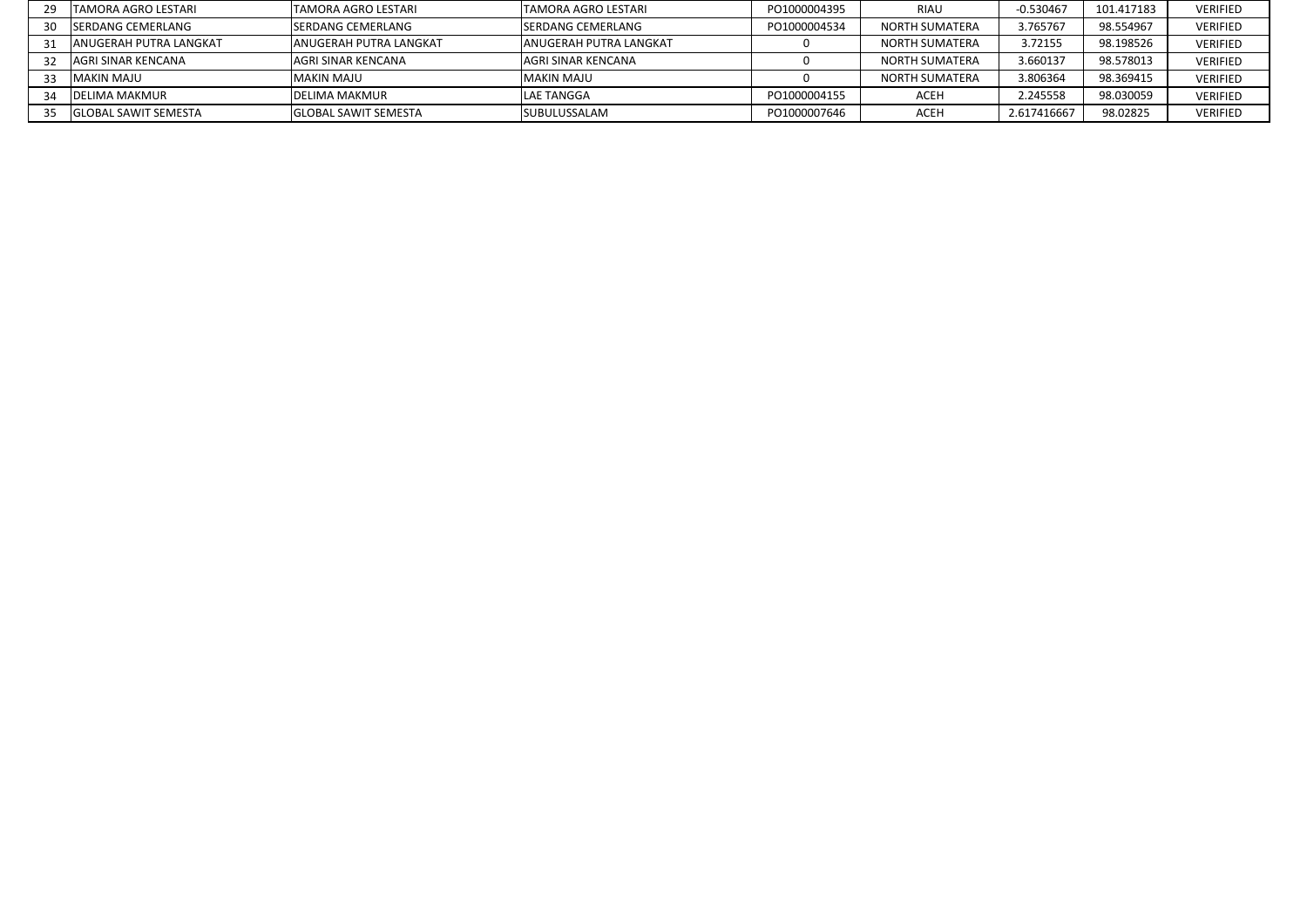| | | | | | | | | |
|---|---|---|---|---|---|---|---|---|
| 29 | TAMORA AGRO LESTARI | TAMORA AGRO LESTARI | TAMORA AGRO LESTARI | PO1000004395 | RIAU | -0.530467 | 101.417183 | VERIFIED |
| 30 | SERDANG CEMERLANG | SERDANG CEMERLANG | SERDANG CEMERLANG | PO1000004534 | NORTH SUMATERA | 3.765767 | 98.554967 | VERIFIED |
| 31 | ANUGERAH PUTRA LANGKAT | ANUGERAH PUTRA LANGKAT | ANUGERAH PUTRA LANGKAT | 0 | NORTH SUMATERA | 3.72155 | 98.198526 | VERIFIED |
| 32 | AGRI SINAR KENCANA | AGRI SINAR KENCANA | AGRI SINAR KENCANA | 0 | NORTH SUMATERA | 3.660137 | 98.578013 | VERIFIED |
| 33 | MAKIN MAJU | MAKIN MAJU | MAKIN MAJU | 0 | NORTH SUMATERA | 3.806364 | 98.369415 | VERIFIED |
| 34 | DELIMA MAKMUR | DELIMA MAKMUR | LAE TANGGA | PO1000004155 | ACEH | 2.245558 | 98.030059 | VERIFIED |
| 35 | GLOBAL SAWIT SEMESTA | GLOBAL SAWIT SEMESTA | SUBULUSSALAM | PO1000007646 | ACEH | 2.617416667 | 98.02825 | VERIFIED |